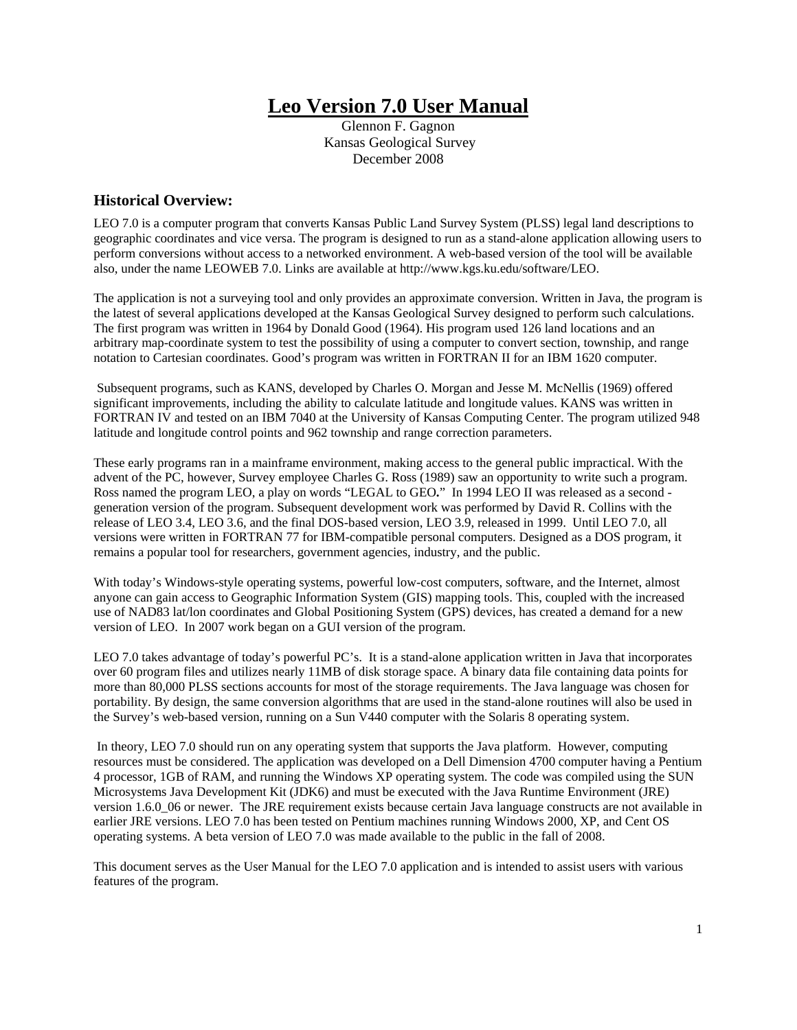# Leo Version 7.0 User Manual

Glennon F. Gagnon
Kansas Geological Survey
December 2008

## Historical Overview:

LEO 7.0 is a computer program that converts Kansas Public Land Survey System (PLSS) legal land descriptions to geographic coordinates and vice versa. The program is designed to run as a stand-alone application allowing users to perform conversions without access to a networked environment. A web-based version of the tool will be available also, under the name LEOWEB 7.0. Links are available at http://www.kgs.ku.edu/software/LEO.

The application is not a surveying tool and only provides an approximate conversion. Written in Java, the program is the latest of several applications developed at the Kansas Geological Survey designed to perform such calculations. The first program was written in 1964 by Donald Good (1964). His program used 126 land locations and an arbitrary map-coordinate system to test the possibility of using a computer to convert section, township, and range notation to Cartesian coordinates. Good's program was written in FORTRAN II for an IBM 1620 computer.

Subsequent programs, such as KANS, developed by Charles O. Morgan and Jesse M. McNellis (1969) offered significant improvements, including the ability to calculate latitude and longitude values. KANS was written in FORTRAN IV and tested on an IBM 7040 at the University of Kansas Computing Center. The program utilized 948 latitude and longitude control points and 962 township and range correction parameters.

These early programs ran in a mainframe environment, making access to the general public impractical. With the advent of the PC, however, Survey employee Charles G. Ross (1989) saw an opportunity to write such a program. Ross named the program LEO, a play on words "LEGAL to GEO**.**" In 1994 LEO II was released as a second - generation version of the program. Subsequent development work was performed by David R. Collins with the release of LEO 3.4, LEO 3.6, and the final DOS-based version, LEO 3.9, released in 1999. Until LEO 7.0, all versions were written in FORTRAN 77 for IBM-compatible personal computers. Designed as a DOS program, it remains a popular tool for researchers, government agencies, industry, and the public.

With today's Windows-style operating systems, powerful low-cost computers, software, and the Internet, almost anyone can gain access to Geographic Information System (GIS) mapping tools. This, coupled with the increased use of NAD83 lat/lon coordinates and Global Positioning System (GPS) devices, has created a demand for a new version of LEO. In 2007 work began on a GUI version of the program.

LEO 7.0 takes advantage of today's powerful PC's. It is a stand-alone application written in Java that incorporates over 60 program files and utilizes nearly 11MB of disk storage space. A binary data file containing data points for more than 80,000 PLSS sections accounts for most of the storage requirements. The Java language was chosen for portability. By design, the same conversion algorithms that are used in the stand-alone routines will also be used in the Survey's web-based version, running on a Sun V440 computer with the Solaris 8 operating system.

In theory, LEO 7.0 should run on any operating system that supports the Java platform. However, computing resources must be considered. The application was developed on a Dell Dimension 4700 computer having a Pentium 4 processor, 1GB of RAM, and running the Windows XP operating system. The code was compiled using the SUN Microsystems Java Development Kit (JDK6) and must be executed with the Java Runtime Environment (JRE) version 1.6.0_06 or newer. The JRE requirement exists because certain Java language constructs are not available in earlier JRE versions. LEO 7.0 has been tested on Pentium machines running Windows 2000, XP, and Cent OS operating systems. A beta version of LEO 7.0 was made available to the public in the fall of 2008.

This document serves as the User Manual for the LEO 7.0 application and is intended to assist users with various features of the program.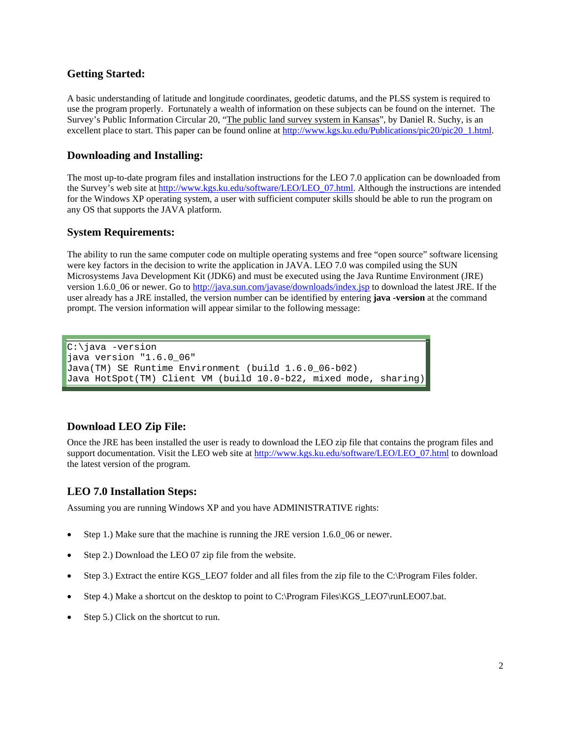## Getting Started:

A basic understanding of latitude and longitude coordinates, geodetic datums, and the PLSS system is required to use the program properly. Fortunately a wealth of information on these subjects can be found on the internet. The Survey's Public Information Circular 20, "The public land survey system in Kansas", by Daniel R. Suchy, is an excellent place to start. This paper can be found online at http://www.kgs.ku.edu/Publications/pic20/pic20_1.html.

## Downloading and Installing:

The most up-to-date program files and installation instructions for the LEO 7.0 application can be downloaded from the Survey's web site at http://www.kgs.ku.edu/software/LEO/LEO_07.html. Although the instructions are intended for the Windows XP operating system, a user with sufficient computer skills should be able to run the program on any OS that supports the JAVA platform.

## System Requirements:

The ability to run the same computer code on multiple operating systems and free "open source" software licensing were key factors in the decision to write the application in JAVA. LEO 7.0 was compiled using the SUN Microsystems Java Development Kit (JDK6) and must be executed using the Java Runtime Environment (JRE) version 1.6.0_06 or newer. Go to http://java.sun.com/javase/downloads/index.jsp to download the latest JRE. If the user already has a JRE installed, the version number can be identified by entering **java -version** at the command prompt. The version information will appear similar to the following message:

```
C:\java -version
java version "1.6.0_06"
Java(TM) SE Runtime Environment (build 1.6.0_06-b02)
Java HotSpot(TM) Client VM (build 10.0-b22, mixed mode, sharing)
```

## Download LEO Zip File:

Once the JRE has been installed the user is ready to download the LEO zip file that contains the program files and support documentation. Visit the LEO web site at http://www.kgs.ku.edu/software/LEO/LEO_07.html to download the latest version of the program.

## LEO 7.0 Installation Steps:

Assuming you are running Windows XP and you have ADMINISTRATIVE rights:

- Step 1.) Make sure that the machine is running the JRE version 1.6.0_06 or newer.
- Step 2.) Download the LEO 07 zip file from the website.
- Step 3.) Extract the entire KGS_LEO7 folder and all files from the zip file to the C:\Program Files folder.
- Step 4.) Make a shortcut on the desktop to point to C:\Program Files\KGS_LEO7\runLEO07.bat.
- Step 5.) Click on the shortcut to run.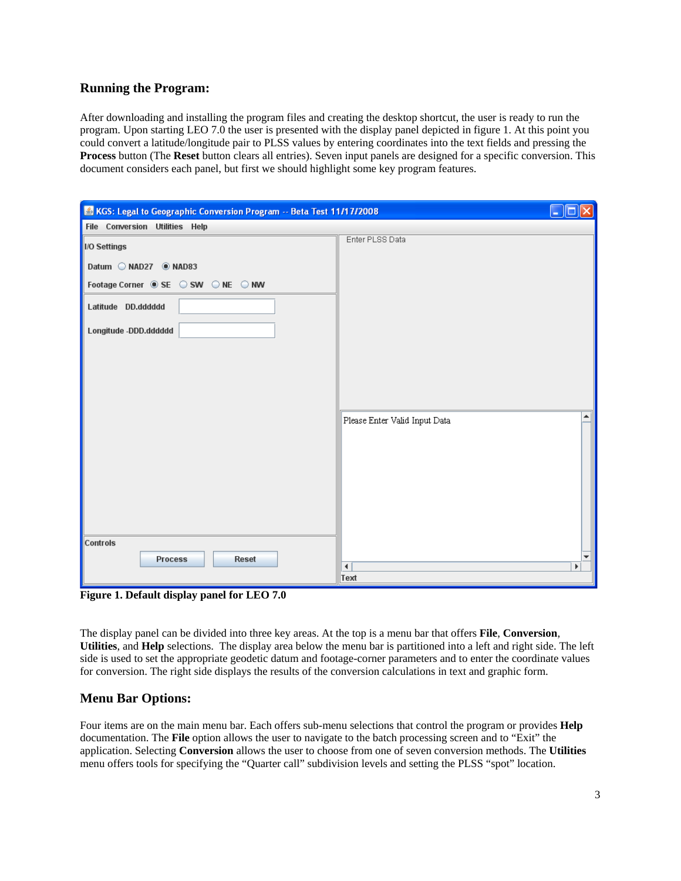## Running the Program:

After downloading and installing the program files and creating the desktop shortcut, the user is ready to run the program. Upon starting LEO 7.0 the user is presented with the display panel depicted in figure 1. At this point you could convert a latitude/longitude pair to PLSS values by entering coordinates into the text fields and pressing the **Process** button (The **Reset** button clears all entries). Seven input panels are designed for a specific conversion. This document considers each panel, but first we should highlight some key program features.

**Figure 1. Default display panel for LEO 7.0**

The display panel can be divided into three key areas. At the top is a menu bar that offers **File**, **Conversion**, **Utilities**, and **Help** selections. The display area below the menu bar is partitioned into a left and right side. The left side is used to set the appropriate geodetic datum and footage-corner parameters and to enter the coordinate values for conversion. The right side displays the results of the conversion calculations in text and graphic form.

## Menu Bar Options:

Four items are on the main menu bar. Each offers sub-menu selections that control the program or provides **Help** documentation. The **File** option allows the user to navigate to the batch processing screen and to "Exit" the application. Selecting **Conversion** allows the user to choose from one of seven conversion methods. The **Utilities** menu offers tools for specifying the "Quarter call" subdivision levels and setting the PLSS "spot" location.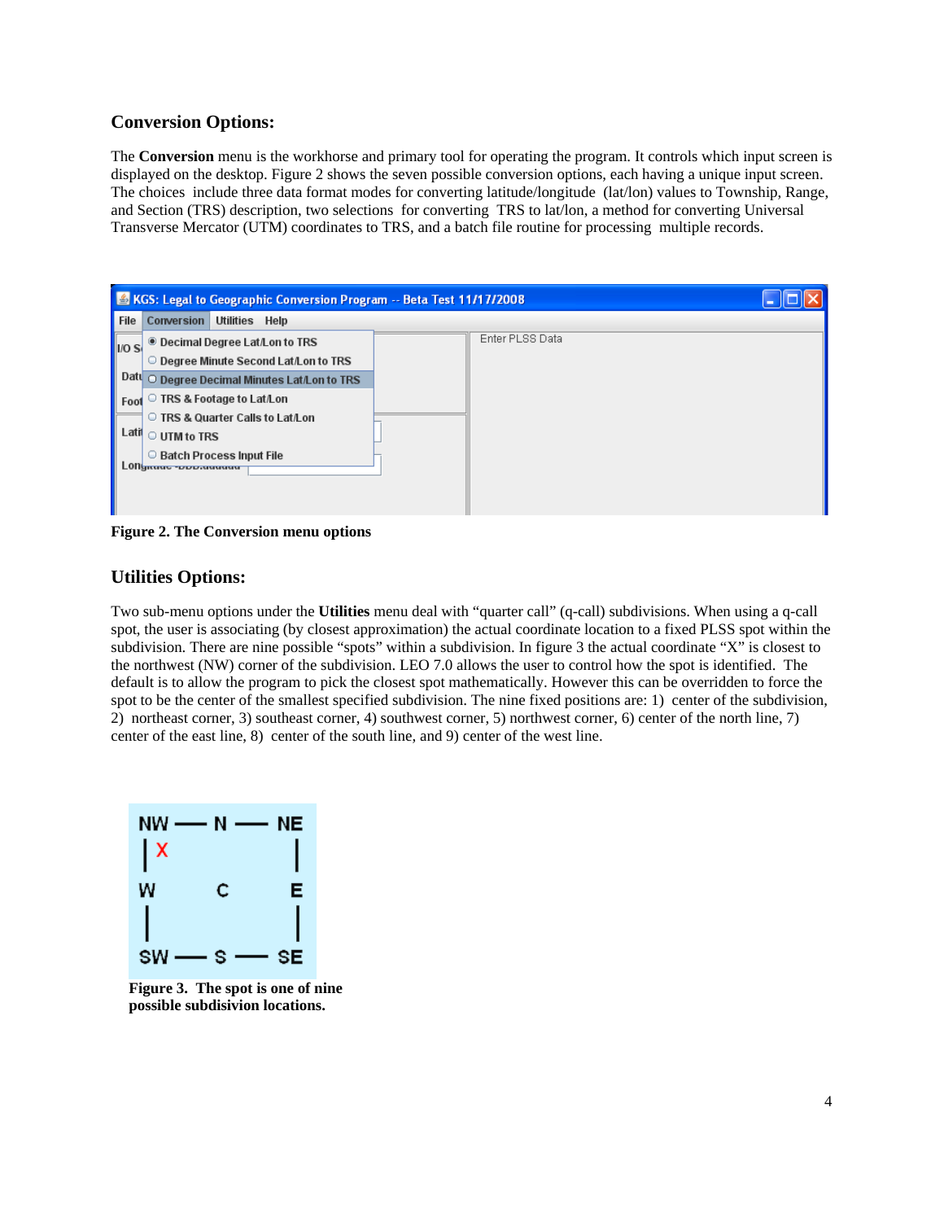## Conversion Options:

The **Conversion** menu is the workhorse and primary tool for operating the program. It controls which input screen is displayed on the desktop. Figure 2 shows the seven possible conversion options, each having a unique input screen. The choices include three data format modes for converting latitude/longitude (lat/lon) values to Township, Range, and Section (TRS) description, two selections for converting TRS to lat/lon, a method for converting Universal Transverse Mercator (UTM) coordinates to TRS, and a batch file routine for processing multiple records.

**Figure 2. The Conversion menu options**

## Utilities Options:

Two sub-menu options under the **Utilities** menu deal with "quarter call" (q-call) subdivisions. When using a q-call spot, the user is associating (by closest approximation) the actual coordinate location to a fixed PLSS spot within the subdivision. There are nine possible "spots" within a subdivision. In figure 3 the actual coordinate "X" is closest to the northwest (NW) corner of the subdivision. LEO 7.0 allows the user to control how the spot is identified. The default is to allow the program to pick the closest spot mathematically. However this can be overridden to force the spot to be the center of the smallest specified subdivision. The nine fixed positions are: 1) center of the subdivision, 2) northeast corner, 3) southeast corner, 4) southwest corner, 5) northwest corner, 6) center of the north line, 7) center of the east line, 8) center of the south line, and 9) center of the west line.

**Figure 3. The spot is one of nine possible subdisivion locations.**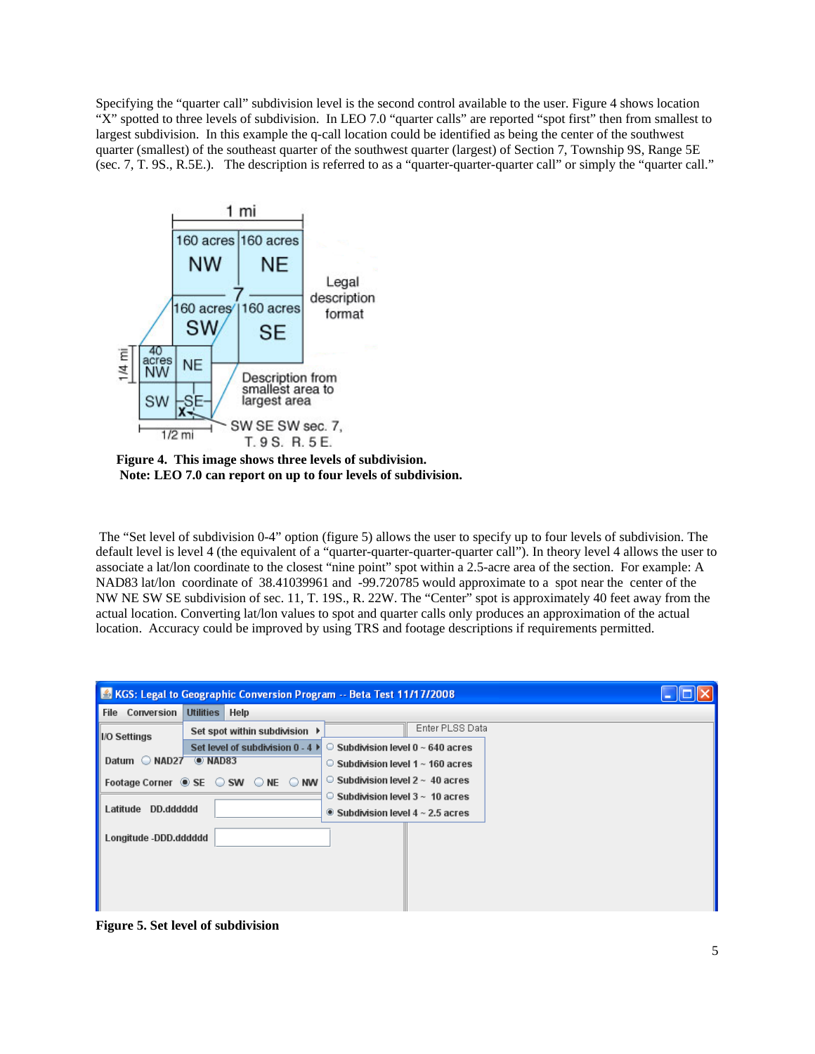Specifying the "quarter call" subdivision level is the second control available to the user. Figure 4 shows location "X" spotted to three levels of subdivision. In LEO 7.0 "quarter calls" are reported "spot first" then from smallest to largest subdivision. In this example the q-call location could be identified as being the center of the southwest quarter (smallest) of the southeast quarter of the southwest quarter (largest) of Section 7, Township 9S, Range 5E (sec. 7, T. 9S., R.5E.). The description is referred to as a "quarter-quarter-quarter call" or simply the "quarter call."

**Figure 4. This image shows three levels of subdivision.**
**Note: LEO 7.0 can report on up to four levels of subdivision.**

The "Set level of subdivision 0-4" option (figure 5) allows the user to specify up to four levels of subdivision. The default level is level 4 (the equivalent of a "quarter-quarter-quarter-quarter call"). In theory level 4 allows the user to associate a lat/lon coordinate to the closest "nine point" spot within a 2.5-acre area of the section. For example: A NAD83 lat/lon coordinate of 38.41039961 and -99.720785 would approximate to a spot near the center of the NW NE SW SE subdivision of sec. 11, T. 19S., R. 22W. The "Center" spot is approximately 40 feet away from the actual location. Converting lat/lon values to spot and quarter calls only produces an approximation of the actual location. Accuracy could be improved by using TRS and footage descriptions if requirements permitted.

**Figure 5. Set level of subdivision**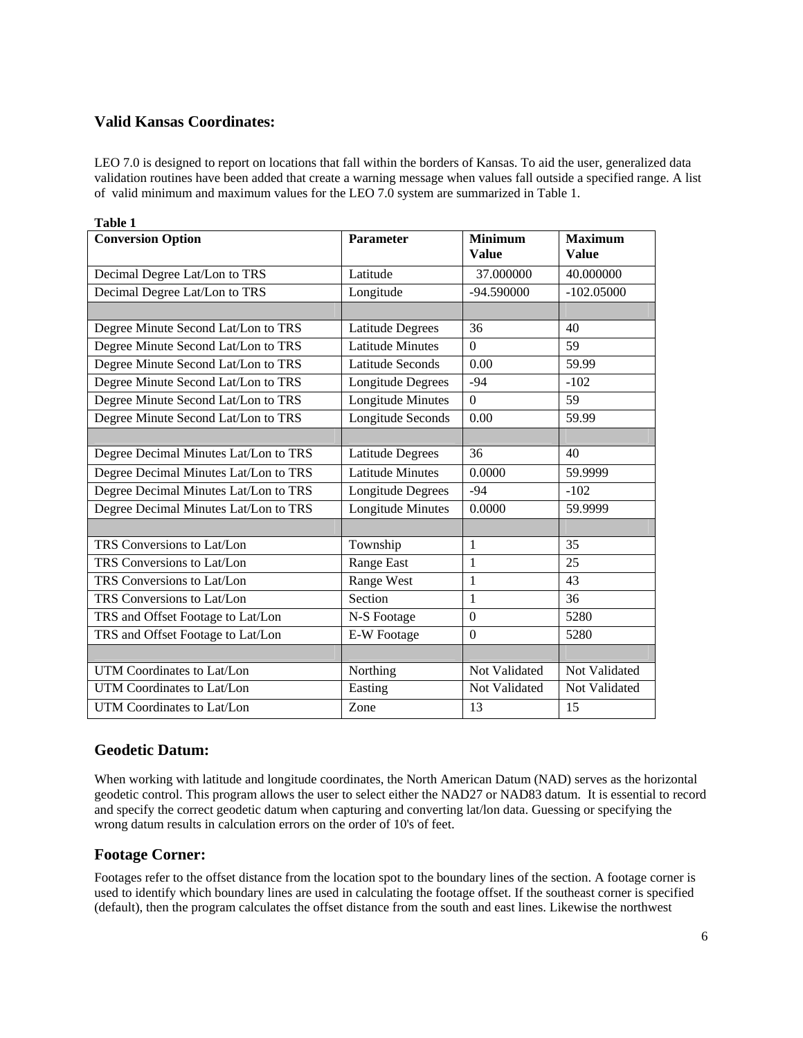## Valid Kansas Coordinates:

LEO 7.0 is designed to report on locations that fall within the borders of Kansas. To aid the user, generalized data validation routines have been added that create a warning message when values fall outside a specified range. A list of valid minimum and maximum values for the LEO 7.0 system are summarized in Table 1.

**Table 1**

| Conversion Option | Parameter | Minimum Value | Maximum Value |
|---|---|---|---|
| Decimal Degree Lat/Lon to TRS | Latitude | 37.000000 | 40.000000 |
| Decimal Degree Lat/Lon to TRS | Longitude | -94.590000 | -102.05000 |
| | | | |
| Degree Minute Second Lat/Lon to TRS | Latitude Degrees | 36 | 40 |
| Degree Minute Second Lat/Lon to TRS | Latitude Minutes | 0 | 59 |
| Degree Minute Second Lat/Lon to TRS | Latitude Seconds | 0.00 | 59.99 |
| Degree Minute Second Lat/Lon to TRS | Longitude Degrees | -94 | -102 |
| Degree Minute Second Lat/Lon to TRS | Longitude Minutes | 0 | 59 |
| Degree Minute Second Lat/Lon to TRS | Longitude Seconds | 0.00 | 59.99 |
| | | | |
| Degree Decimal Minutes Lat/Lon to TRS | Latitude Degrees | 36 | 40 |
| Degree Decimal Minutes Lat/Lon to TRS | Latitude Minutes | 0.0000 | 59.9999 |
| Degree Decimal Minutes Lat/Lon to TRS | Longitude Degrees | -94 | -102 |
| Degree Decimal Minutes Lat/Lon to TRS | Longitude Minutes | 0.0000 | 59.9999 |
| | | | |
| TRS Conversions to Lat/Lon | Township | 1 | 35 |
| TRS Conversions to Lat/Lon | Range East | 1 | 25 |
| TRS Conversions to Lat/Lon | Range West | 1 | 43 |
| TRS Conversions to Lat/Lon | Section | 1 | 36 |
| TRS and Offset Footage to Lat/Lon | N-S Footage | 0 | 5280 |
| TRS and Offset Footage to Lat/Lon | E-W Footage | 0 | 5280 |
| | | | |
| UTM Coordinates to Lat/Lon | Northing | Not Validated | Not Validated |
| UTM Coordinates to Lat/Lon | Easting | Not Validated | Not Validated |
| UTM Coordinates to Lat/Lon | Zone | 13 | 15 |

## Geodetic Datum:

When working with latitude and longitude coordinates, the North American Datum (NAD) serves as the horizontal geodetic control. This program allows the user to select either the NAD27 or NAD83 datum. It is essential to record and specify the correct geodetic datum when capturing and converting lat/lon data. Guessing or specifying the wrong datum results in calculation errors on the order of 10's of feet.

## Footage Corner:

Footages refer to the offset distance from the location spot to the boundary lines of the section. A footage corner is used to identify which boundary lines are used in calculating the footage offset. If the southeast corner is specified (default), then the program calculates the offset distance from the south and east lines. Likewise the northwest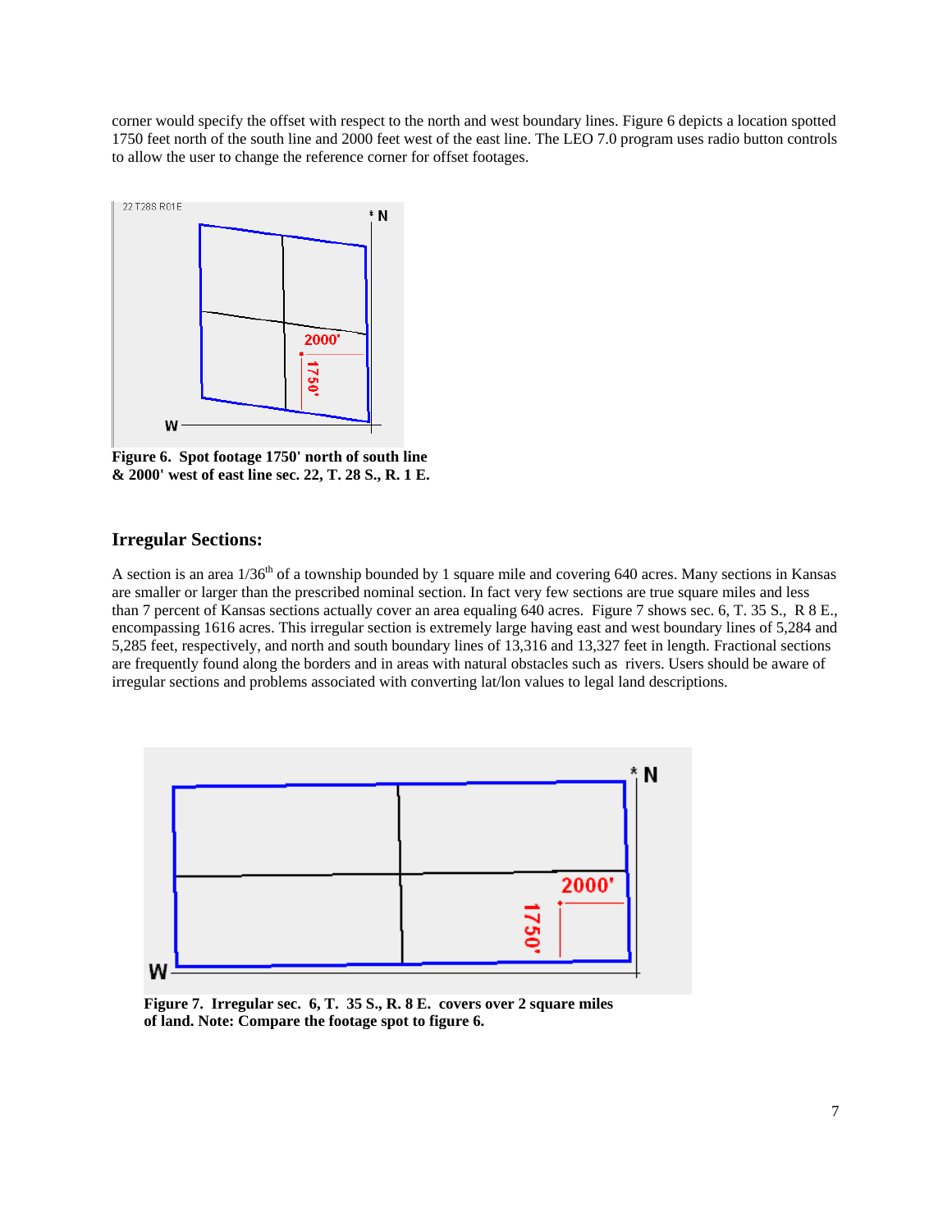corner would specify the offset with respect to the north and west boundary lines. Figure 6 depicts a location spotted 1750 feet north of the south line and 2000 feet west of the east line. The LEO 7.0 program uses radio button controls to allow the user to change the reference corner for offset footages.

**Figure 6. Spot footage 1750' north of south line & 2000' west of east line sec. 22, T. 28 S., R. 1 E.**

## Irregular Sections:

A section is an area 1/36th of a township bounded by 1 square mile and covering 640 acres. Many sections in Kansas are smaller or larger than the prescribed nominal section. In fact very few sections are true square miles and less than 7 percent of Kansas sections actually cover an area equaling 640 acres. Figure 7 shows sec. 6, T. 35 S., R 8 E., encompassing 1616 acres. This irregular section is extremely large having east and west boundary lines of 5,284 and 5,285 feet, respectively, and north and south boundary lines of 13,316 and 13,327 feet in length. Fractional sections are frequently found along the borders and in areas with natural obstacles such as rivers. Users should be aware of irregular sections and problems associated with converting lat/lon values to legal land descriptions.

**Figure 7. Irregular sec. 6, T. 35 S., R. 8 E. covers over 2 square miles of land. Note: Compare the footage spot to figure 6.**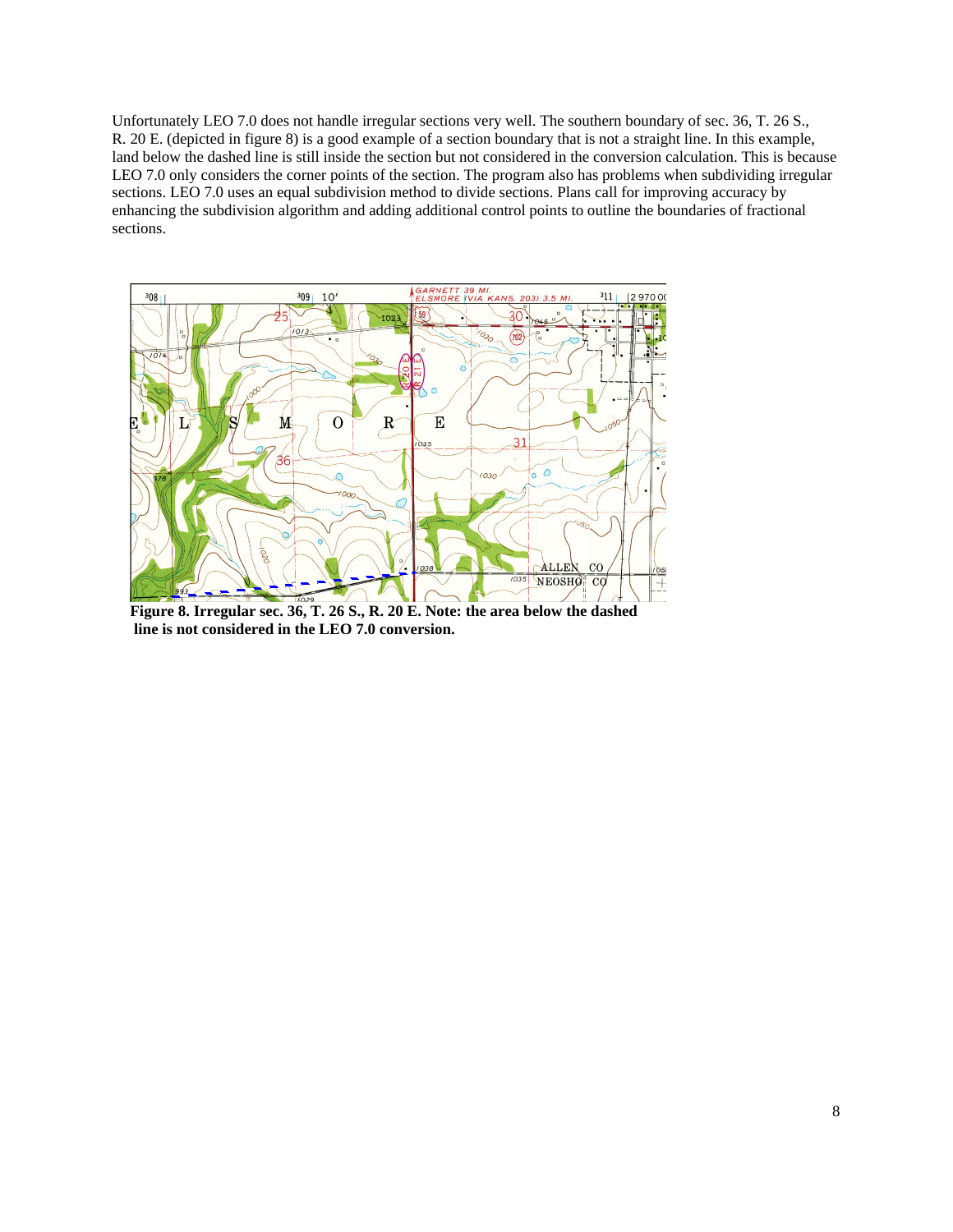Unfortunately LEO 7.0 does not handle irregular sections very well. The southern boundary of sec. 36, T. 26 S., R. 20 E. (depicted in figure 8) is a good example of a section boundary that is not a straight line. In this example, land below the dashed line is still inside the section but not considered in the conversion calculation. This is because LEO 7.0 only considers the corner points of the section. The program also has problems when subdividing irregular sections. LEO 7.0 uses an equal subdivision method to divide sections. Plans call for improving accuracy by enhancing the subdivision algorithm and adding additional control points to outline the boundaries of fractional sections.

**Figure 8. Irregular sec. 36, T. 26 S., R. 20 E. Note: the area below the dashed line is not considered in the LEO 7.0 conversion.**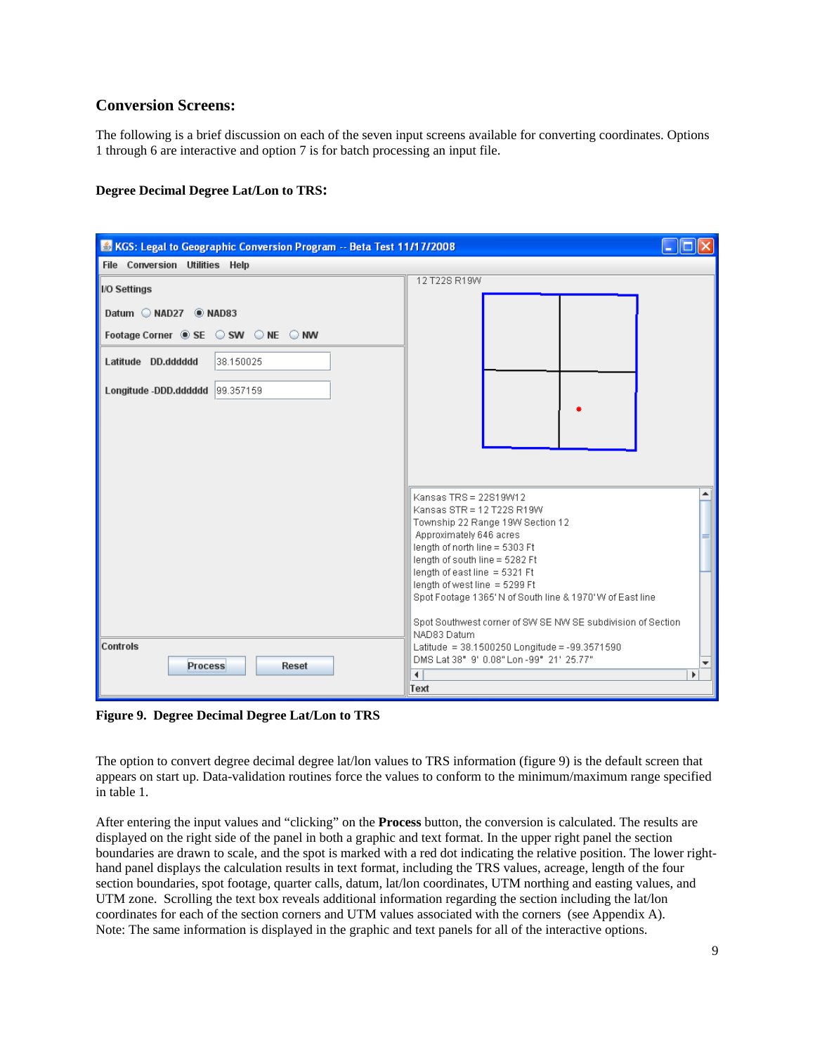## Conversion Screens:

The following is a brief discussion on each of the seven input screens available for converting coordinates. Options 1 through 6 are interactive and option 7 is for batch processing an input file.

### Degree Decimal Degree Lat/Lon to TRS:

**Figure 9. Degree Decimal Degree Lat/Lon to TRS**

The option to convert degree decimal degree lat/lon values to TRS information (figure 9) is the default screen that appears on start up. Data-validation routines force the values to conform to the minimum/maximum range specified in table 1.

After entering the input values and "clicking" on the **Process** button, the conversion is calculated. The results are displayed on the right side of the panel in both a graphic and text format. In the upper right panel the section boundaries are drawn to scale, and the spot is marked with a red dot indicating the relative position. The lower right-hand panel displays the calculation results in text format, including the TRS values, acreage, length of the four section boundaries, spot footage, quarter calls, datum, lat/lon coordinates, UTM northing and easting values, and UTM zone. Scrolling the text box reveals additional information regarding the section including the lat/lon coordinates for each of the section corners and UTM values associated with the corners (see Appendix A). Note: The same information is displayed in the graphic and text panels for all of the interactive options.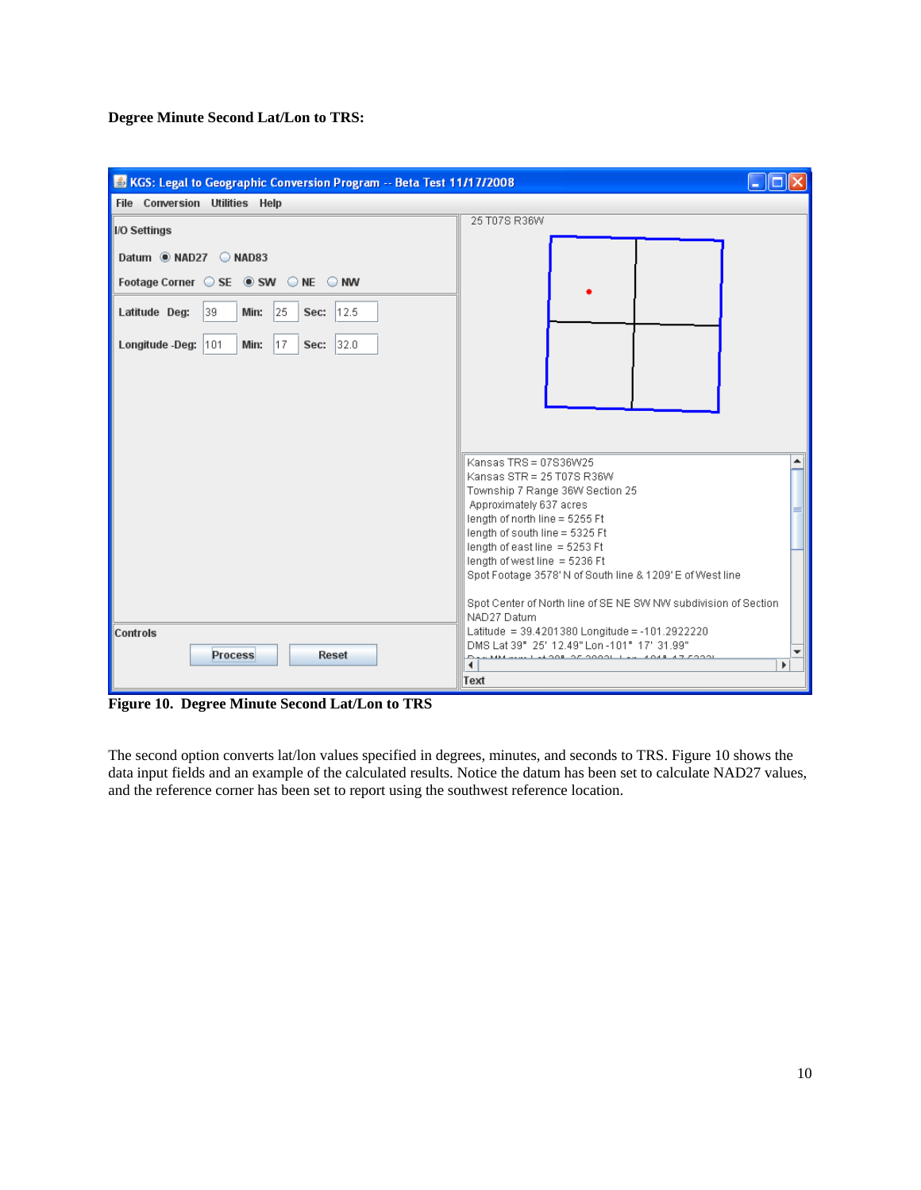**Degree Minute Second Lat/Lon to TRS:**

**Figure 10. Degree Minute Second Lat/Lon to TRS**

The second option converts lat/lon values specified in degrees, minutes, and seconds to TRS. Figure 10 shows the data input fields and an example of the calculated results. Notice the datum has been set to calculate NAD27 values, and the reference corner has been set to report using the southwest reference location.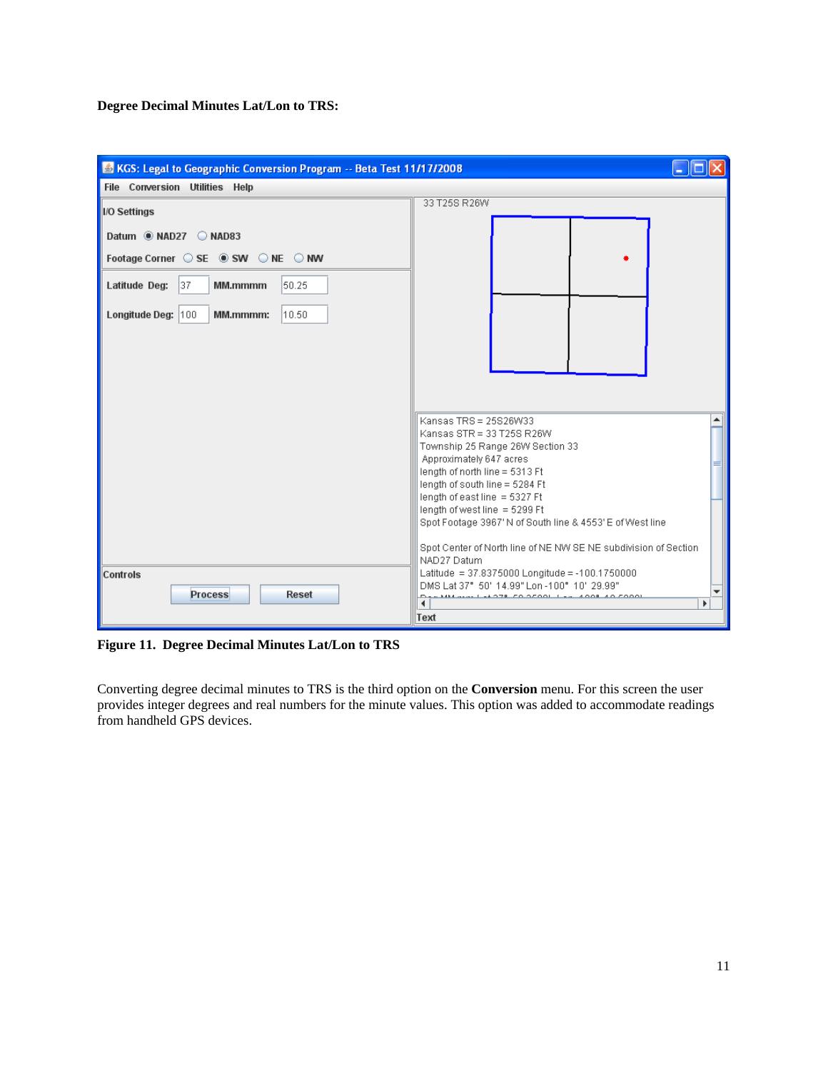**Degree Decimal Minutes Lat/Lon to TRS:**

**Figure 11. Degree Decimal Minutes Lat/Lon to TRS**

Converting degree decimal minutes to TRS is the third option on the **Conversion** menu. For this screen the user provides integer degrees and real numbers for the minute values. This option was added to accommodate readings from handheld GPS devices.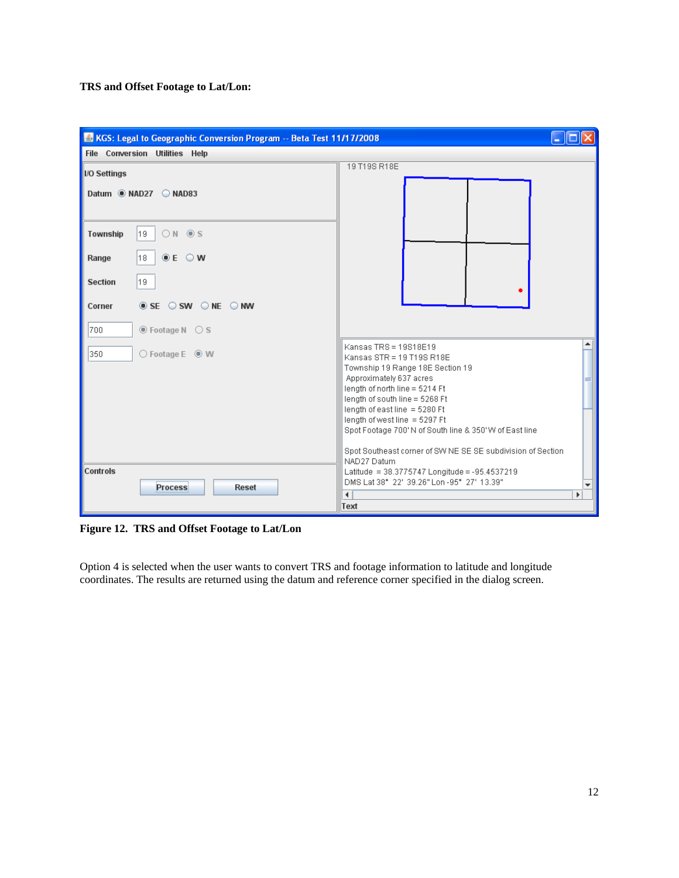**TRS and Offset Footage to Lat/Lon:**

KGS: Legal to Geographic Conversion Program -- Beta Test 11/17/2008

File Conversion Utilities Help

I/O Settings

Datum ◉ NAD27 ○ NAD83

Township 19 ○ N ◉ S

Range 18 ◉ E ○ W

Section 19

Corner ◉ SE ○ SW ○ NE ○ NW

700 ◉ Footage N ○ S

350 ○ Footage E ◉ W

Controls

Process Reset

19 T19S R18E

Kansas TRS = 19S18E19
Kansas STR = 19 T19S R18E
Township 19 Range 18E Section 19
Approximately 637 acres
length of north line = 5214 Ft
length of south line = 5268 Ft
length of east line = 5280 Ft
length of west line = 5297 Ft
Spot Footage 700' N of South line & 350' W of East line

Spot Southeast corner of SW NE SE SE subdivision of Section
NAD27 Datum
Latitude = 38.3775747 Longitude = -95.4537219
DMS Lat 38° 22' 39.26" Lon -95° 27' 13.39"

Text

**Figure 12. TRS and Offset Footage to Lat/Lon**

Option 4 is selected when the user wants to convert TRS and footage information to latitude and longitude coordinates. The results are returned using the datum and reference corner specified in the dialog screen.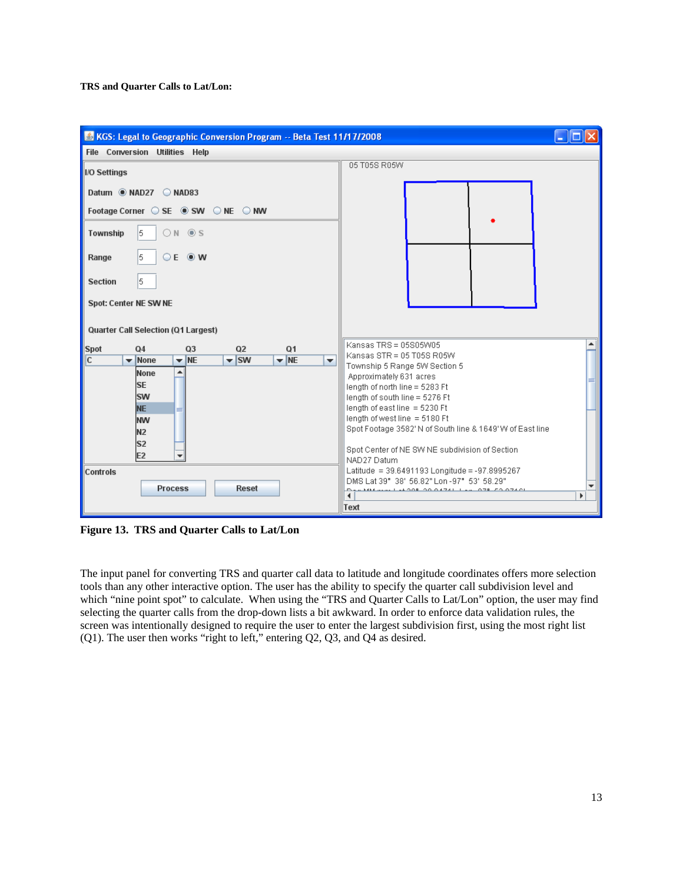**TRS and Quarter Calls to Lat/Lon:**

Figure 13. TRS and Quarter Calls to Lat/Lon

The input panel for converting TRS and quarter call data to latitude and longitude coordinates offers more selection tools than any other interactive option. The user has the ability to specify the quarter call subdivision level and which “nine point spot” to calculate. When using the “TRS and Quarter Calls to Lat/Lon” option, the user may find selecting the quarter calls from the drop-down lists a bit awkward. In order to enforce data validation rules, the screen was intentionally designed to require the user to enter the largest subdivision first, using the most right list (Q1). The user then works “right to left,” entering Q2, Q3, and Q4 as desired.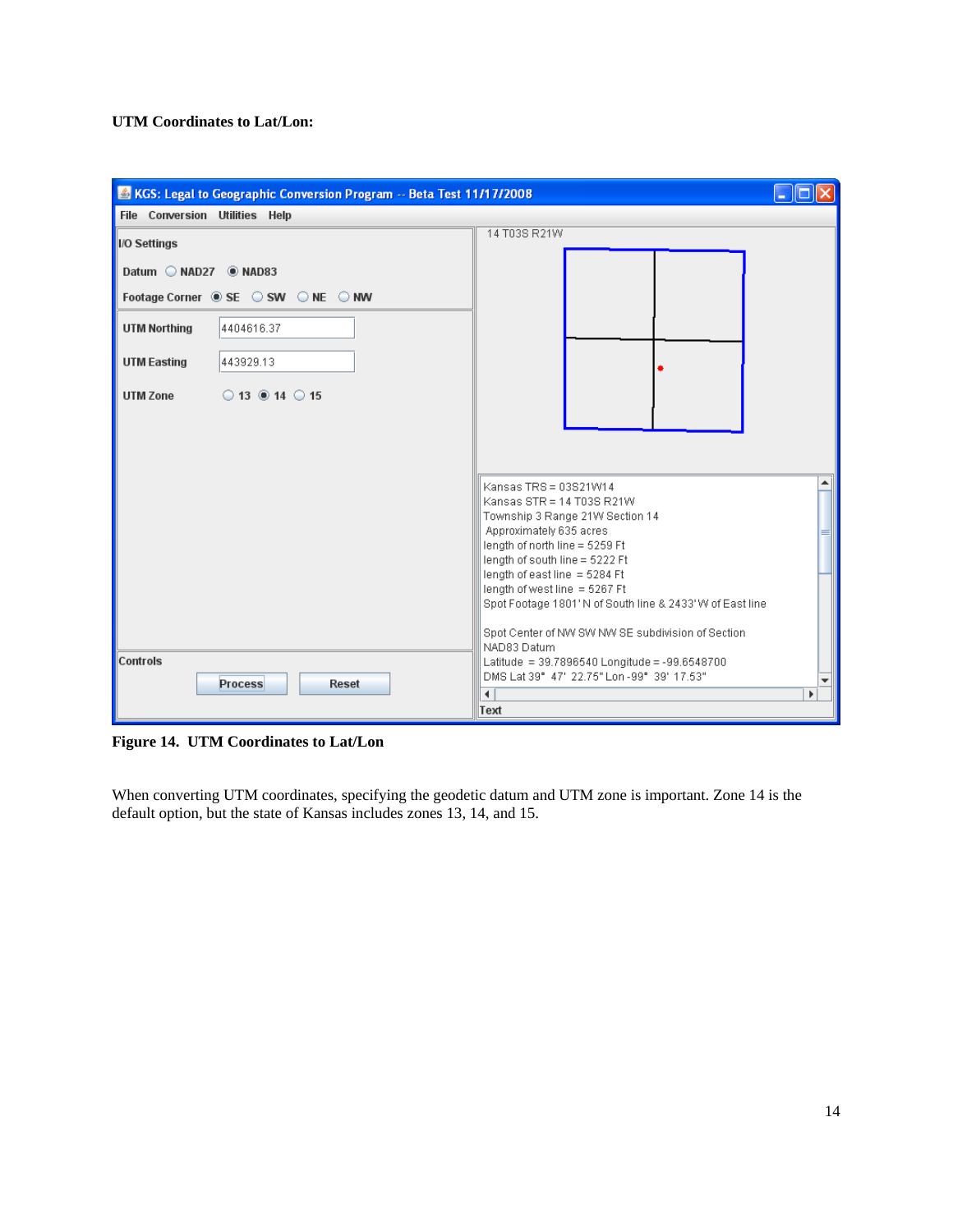**UTM Coordinates to Lat/Lon:**

Figure 14. UTM Coordinates to Lat/Lon

When converting UTM coordinates, specifying the geodetic datum and UTM zone is important. Zone 14 is the default option, but the state of Kansas includes zones 13, 14, and 15.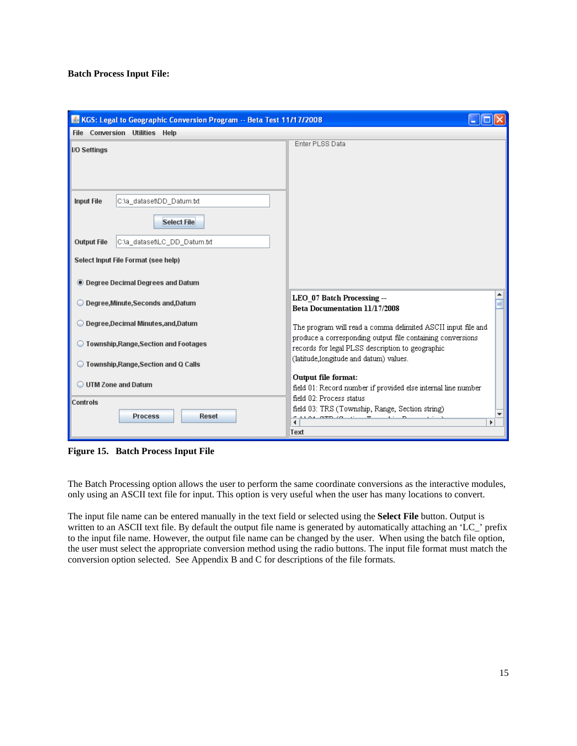**Batch Process Input File:**

**Figure 15. Batch Process Input File**

The Batch Processing option allows the user to perform the same coordinate conversions as the interactive modules, only using an ASCII text file for input. This option is very useful when the user has many locations to convert.

The input file name can be entered manually in the text field or selected using the **Select File** button. Output is written to an ASCII text file. By default the output file name is generated by automatically attaching an 'LC_' prefix to the input file name. However, the output file name can be changed by the user. When using the batch file option, the user must select the appropriate conversion method using the radio buttons. The input file format must match the conversion option selected. See Appendix B and C for descriptions of the file formats.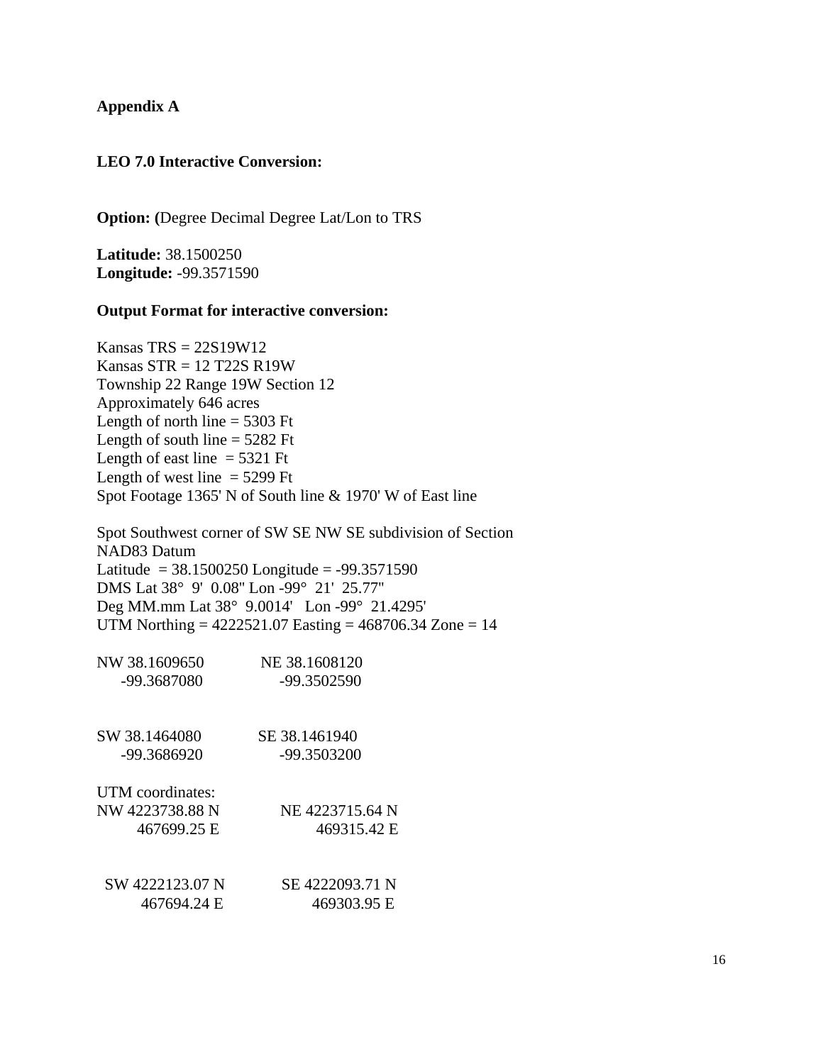**Appendix A**

**LEO 7.0 Interactive Conversion:**

**Option: (**Degree Decimal Degree Lat/Lon to TRS

**Latitude:** 38.1500250
**Longitude:** -99.3571590

**Output Format for interactive conversion:**

Kansas TRS = 22S19W12
Kansas STR = 12 T22S R19W
Township 22 Range 19W Section 12
Approximately 646 acres
Length of north line = 5303 Ft
Length of south line = 5282 Ft
Length of east line = 5321 Ft
Length of west line = 5299 Ft
Spot Footage 1365' N of South line & 1970' W of East line

Spot Southwest corner of SW SE NW SE subdivision of Section
NAD83 Datum
Latitude = 38.1500250 Longitude = -99.3571590
DMS Lat 38° 9' 0.08" Lon -99° 21' 25.77"
Deg MM.mm Lat 38° 9.0014' Lon -99° 21.4295'
UTM Northing = 4222521.07 Easting = 468706.34 Zone = 14

NW 38.1609650 NE 38.1608120
-99.3687080 -99.3502590

SW 38.1464080 SE 38.1461940
-99.3686920 -99.3503200

UTM coordinates:
NW 4223738.88 N NE 4223715.64 N
467699.25 E 469315.42 E

SW 4222123.07 N SE 4222093.71 N
467694.24 E 469303.95 E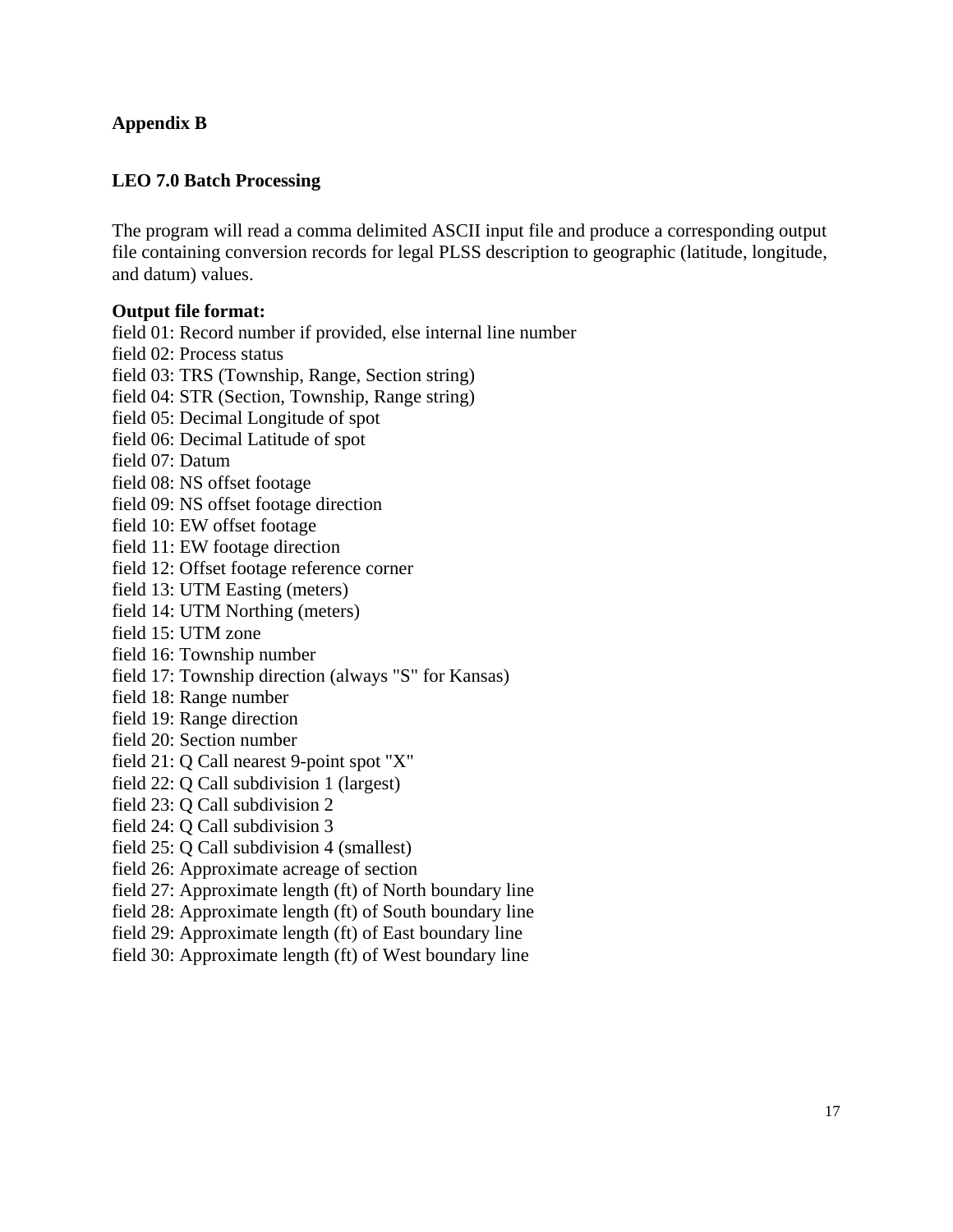## Appendix B

### LEO 7.0 Batch Processing

The program will read a comma delimited ASCII input file and produce a corresponding output file containing conversion records for legal PLSS description to geographic (latitude, longitude, and datum) values.

**Output file format:**

field 01: Record number if provided, else internal line number
field 02: Process status
field 03: TRS (Township, Range, Section string)
field 04: STR (Section, Township, Range string)
field 05: Decimal Longitude of spot
field 06: Decimal Latitude of spot
field 07: Datum
field 08: NS offset footage
field 09: NS offset footage direction
field 10: EW offset footage
field 11: EW footage direction
field 12: Offset footage reference corner
field 13: UTM Easting (meters)
field 14: UTM Northing (meters)
field 15: UTM zone
field 16: Township number
field 17: Township direction (always "S" for Kansas)
field 18: Range number
field 19: Range direction
field 20: Section number
field 21: Q Call nearest 9-point spot "X"
field 22: Q Call subdivision 1 (largest)
field 23: Q Call subdivision 2
field 24: Q Call subdivision 3
field 25: Q Call subdivision 4 (smallest)
field 26: Approximate acreage of section
field 27: Approximate length (ft) of North boundary line
field 28: Approximate length (ft) of South boundary line
field 29: Approximate length (ft) of East boundary line
field 30: Approximate length (ft) of West boundary line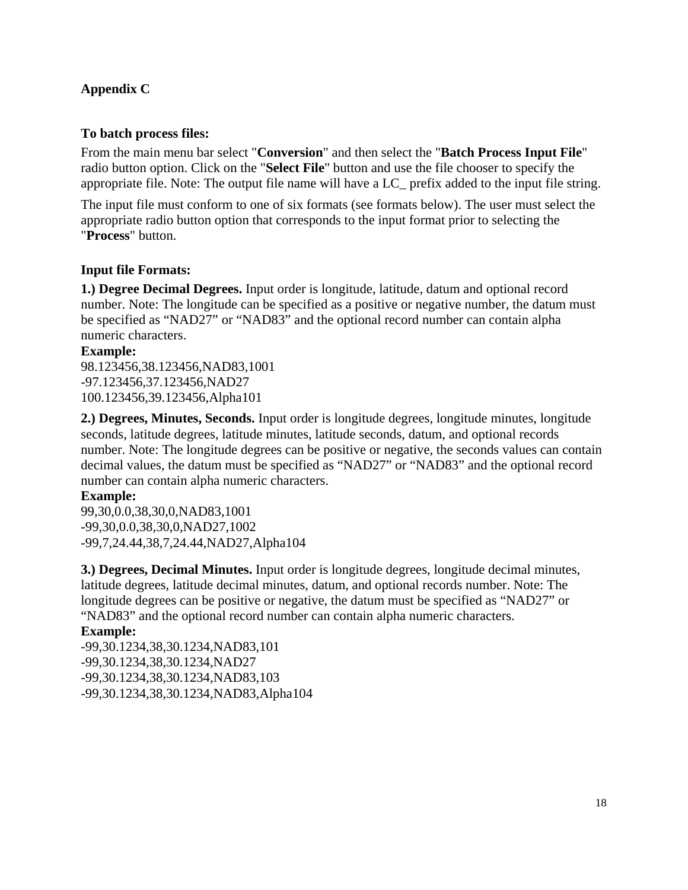## Appendix C

### To batch process files:

From the main menu bar select "**Conversion**" and then select the "**Batch Process Input File**" radio button option. Click on the "**Select File**" button and use the file chooser to specify the appropriate file. Note: The output file name will have a LC_ prefix added to the input file string.

The input file must conform to one of six formats (see formats below). The user must select the appropriate radio button option that corresponds to the input format prior to selecting the "**Process**" button.

### Input file Formats:

**1.) Degree Decimal Degrees.** Input order is longitude, latitude, datum and optional record number. Note: The longitude can be specified as a positive or negative number, the datum must be specified as "NAD27" or "NAD83" and the optional record number can contain alpha numeric characters.

**Example:**

98.123456,38.123456,NAD83,1001
-97.123456,37.123456,NAD27
100.123456,39.123456,Alpha101

**2.) Degrees, Minutes, Seconds.** Input order is longitude degrees, longitude minutes, longitude seconds, latitude degrees, latitude minutes, latitude seconds, datum, and optional records number. Note: The longitude degrees can be positive or negative, the seconds values can contain decimal values, the datum must be specified as "NAD27" or "NAD83" and the optional record number can contain alpha numeric characters.

**Example:**

99,30,0.0,38,30,0,NAD83,1001
-99,30,0.0,38,30,0,NAD27,1002
-99,7,24.44,38,7,24.44,NAD27,Alpha104

**3.) Degrees, Decimal Minutes.** Input order is longitude degrees, longitude decimal minutes, latitude degrees, latitude decimal minutes, datum, and optional records number. Note: The longitude degrees can be positive or negative, the datum must be specified as "NAD27" or "NAD83" and the optional record number can contain alpha numeric characters.

**Example:**

-99,30.1234,38,30.1234,NAD83,101
-99,30.1234,38,30.1234,NAD27
-99,30.1234,38,30.1234,NAD83,103
-99,30.1234,38,30.1234,NAD83,Alpha104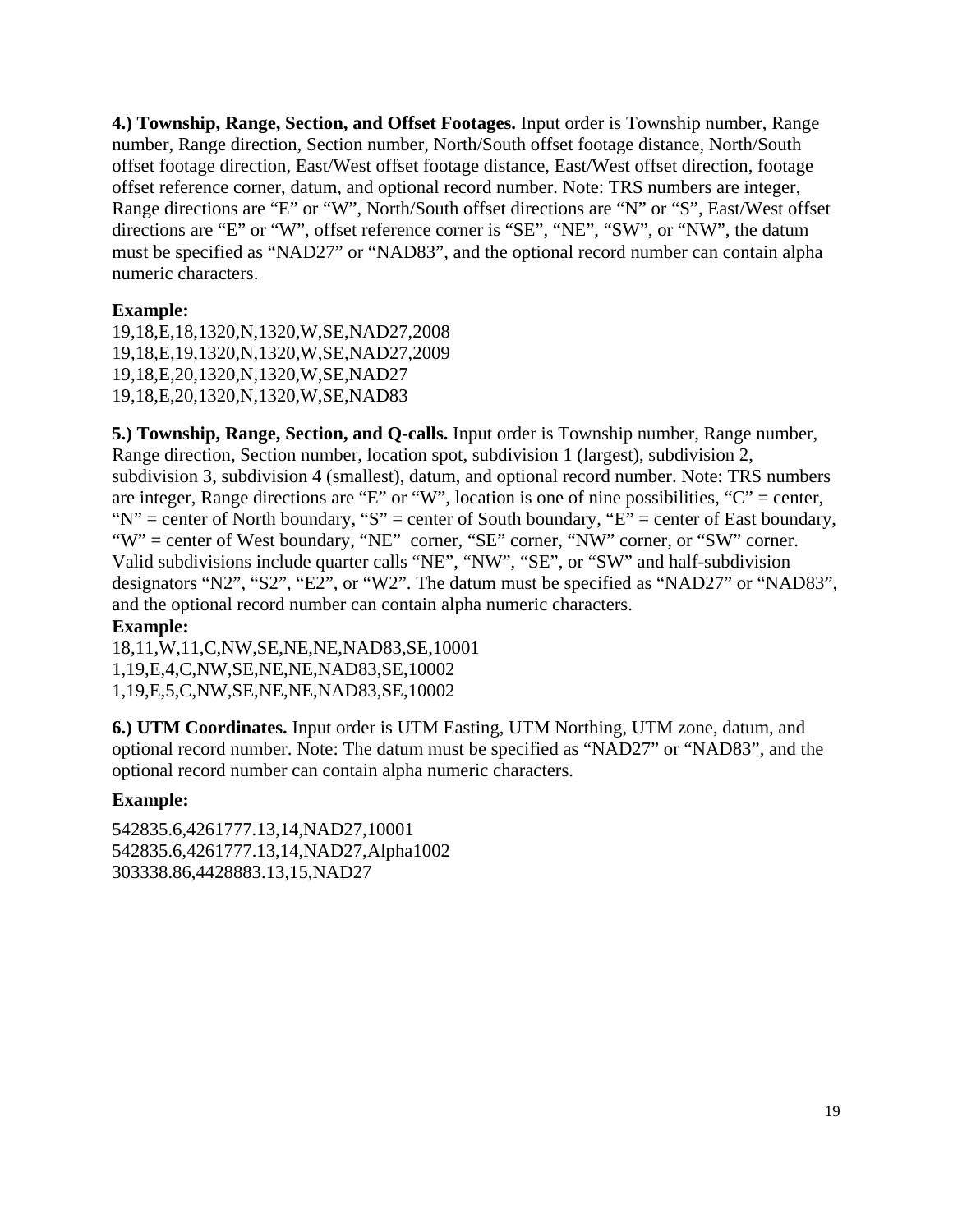**4.) Township, Range, Section, and Offset Footages.** Input order is Township number, Range number, Range direction, Section number, North/South offset footage distance, North/South offset footage direction, East/West offset footage distance, East/West offset direction, footage offset reference corner, datum, and optional record number. Note: TRS numbers are integer, Range directions are “E” or “W”, North/South offset directions are “N” or “S”, East/West offset directions are “E” or “W”, offset reference corner is “SE”, “NE”, “SW”, or “NW”, the datum must be specified as “NAD27” or “NAD83”, and the optional record number can contain alpha numeric characters.

**Example:**

19,18,E,18,1320,N,1320,W,SE,NAD27,2008
19,18,E,19,1320,N,1320,W,SE,NAD27,2009
19,18,E,20,1320,N,1320,W,SE,NAD27
19,18,E,20,1320,N,1320,W,SE,NAD83

**5.) Township, Range, Section, and Q-calls.** Input order is Township number, Range number, Range direction, Section number, location spot, subdivision 1 (largest), subdivision 2, subdivision 3, subdivision 4 (smallest), datum, and optional record number. Note: TRS numbers are integer, Range directions are “E” or “W”, location is one of nine possibilities, “C” = center, “N” = center of North boundary, “S” = center of South boundary, “E” = center of East boundary, “W” = center of West boundary, “NE” corner, “SE” corner, “NW” corner, or “SW” corner. Valid subdivisions include quarter calls “NE”, “NW”, “SE”, or “SW” and half-subdivision designators “N2”, “S2”, “E2”, or “W2”. The datum must be specified as “NAD27” or “NAD83”, and the optional record number can contain alpha numeric characters.

**Example:**

18,11,W,11,C,NW,SE,NE,NE,NAD83,SE,10001
1,19,E,4,C,NW,SE,NE,NE,NAD83,SE,10002
1,19,E,5,C,NW,SE,NE,NE,NAD83,SE,10002

**6.) UTM Coordinates.** Input order is UTM Easting, UTM Northing, UTM zone, datum, and optional record number. Note: The datum must be specified as “NAD27” or “NAD83”, and the optional record number can contain alpha numeric characters.

**Example:**

542835.6,4261777.13,14,NAD27,10001
542835.6,4261777.13,14,NAD27,Alpha1002
303338.86,4428883.13,15,NAD27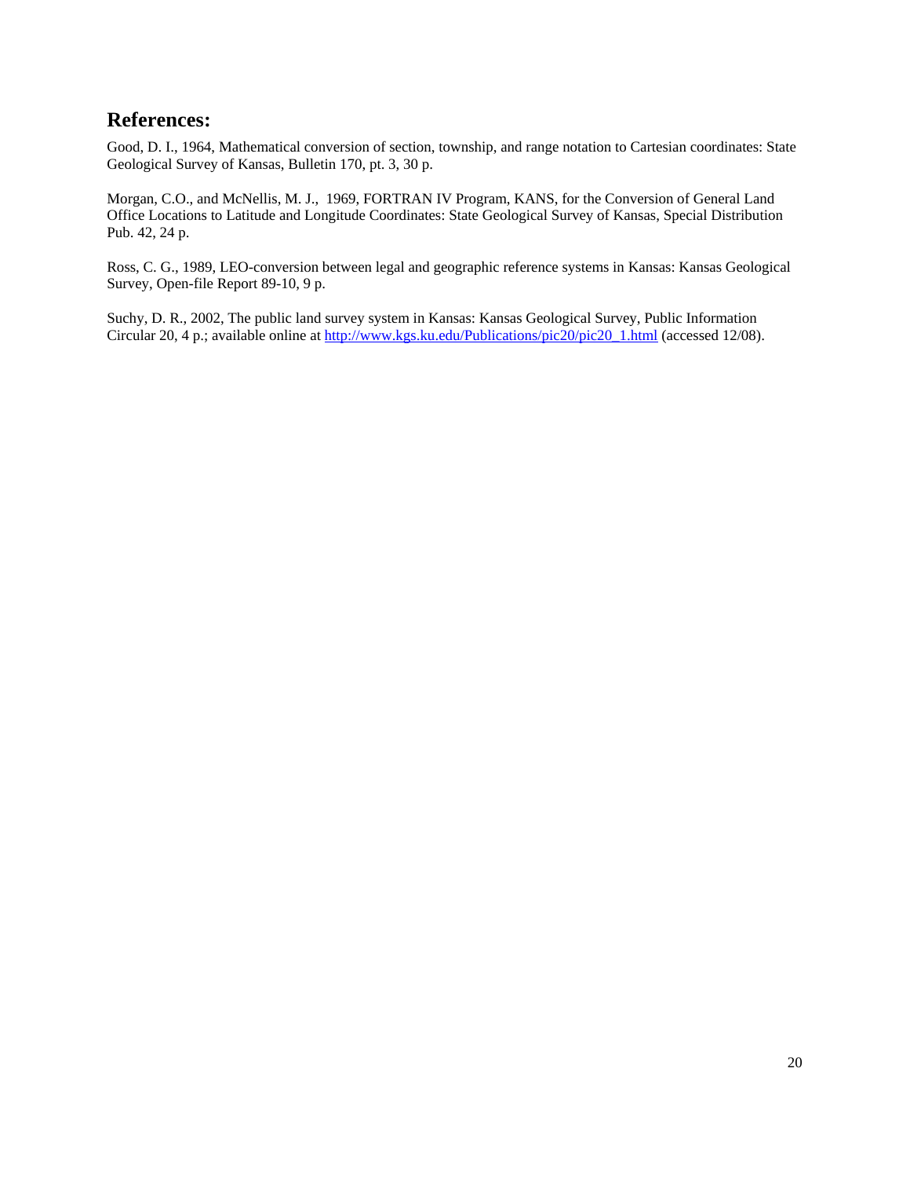## References:

Good, D. I., 1964, Mathematical conversion of section, township, and range notation to Cartesian coordinates: State Geological Survey of Kansas, Bulletin 170, pt. 3, 30 p.

Morgan, C.O., and McNellis, M. J., 1969, FORTRAN IV Program, KANS, for the Conversion of General Land Office Locations to Latitude and Longitude Coordinates: State Geological Survey of Kansas, Special Distribution Pub. 42, 24 p.

Ross, C. G., 1989, LEO-conversion between legal and geographic reference systems in Kansas: Kansas Geological Survey, Open-file Report 89-10, 9 p.

Suchy, D. R., 2002, The public land survey system in Kansas: Kansas Geological Survey, Public Information Circular 20, 4 p.; available online at http://www.kgs.ku.edu/Publications/pic20/pic20_1.html (accessed 12/08).